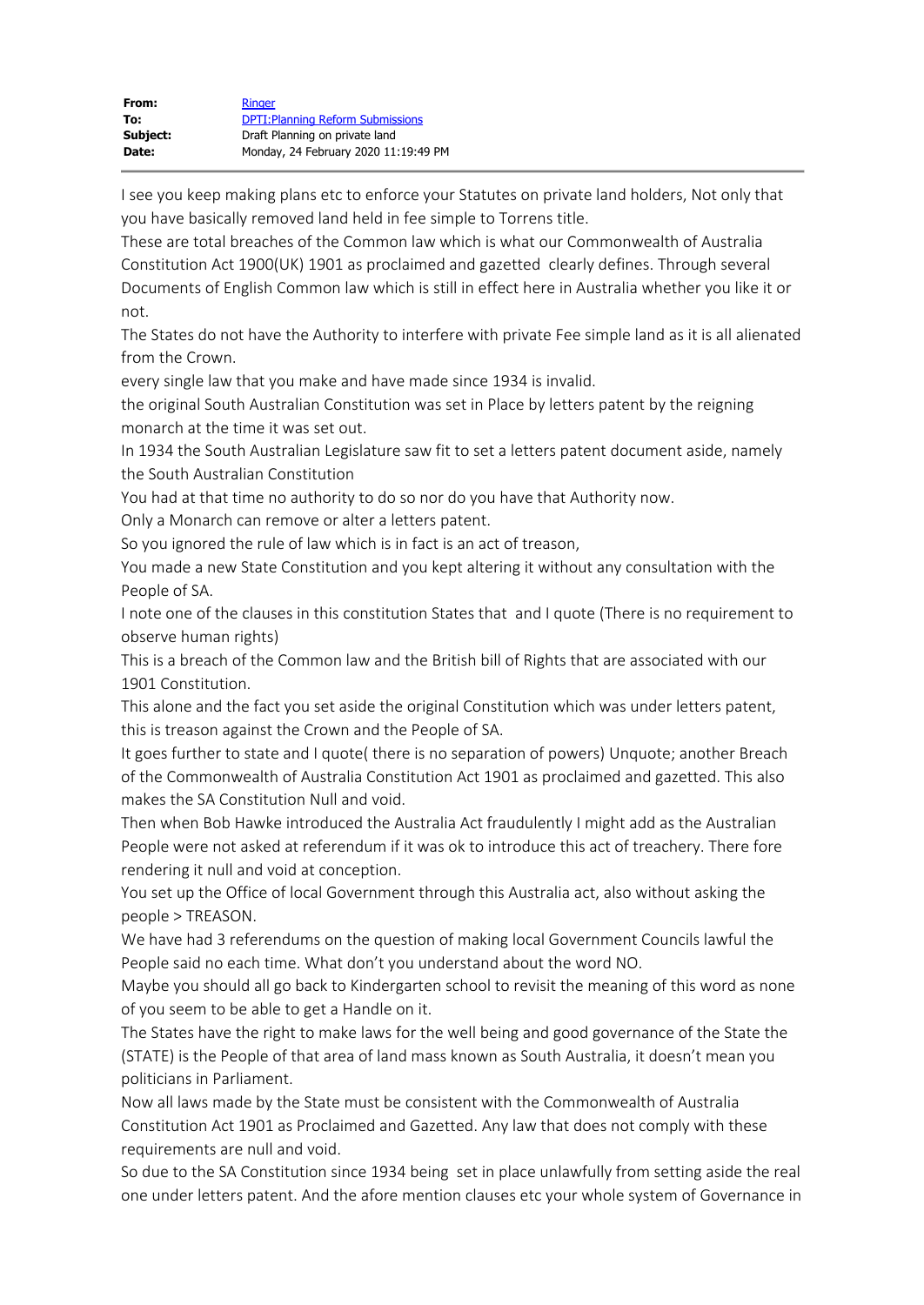| | |
|---|---|
| **From:** | Ringer |
| **To:** | DPTI:Planning Reform Submissions |
| **Subject:** | Draft Planning on private land |
| **Date:** | Monday, 24 February 2020 11:19:49 PM |

I see you keep making plans etc to enforce your Statutes on private land holders, Not only that you have basically removed land held in fee simple to Torrens title.

These are total breaches of the Common law which is what our Commonwealth of Australia Constitution Act 1900(UK) 1901 as proclaimed and gazetted clearly defines. Through several Documents of English Common law which is still in effect here in Australia whether you like it or not.

The States do not have the Authority to interfere with private Fee simple land as it is all alienated from the Crown.

every single law that you make and have made since 1934 is invalid.

the original South Australian Constitution was set in Place by letters patent by the reigning monarch at the time it was set out.

In 1934 the South Australian Legislature saw fit to set a letters patent document aside, namely the South Australian Constitution

You had at that time no authority to do so nor do you have that Authority now.

Only a Monarch can remove or alter a letters patent.

So you ignored the rule of law which is in fact is an act of treason,

You made a new State Constitution and you kept altering it without any consultation with the People of SA.

I note one of the clauses in this constitution States that and I quote (There is no requirement to observe human rights)

This is a breach of the Common law and the British bill of Rights that are associated with our 1901 Constitution.

This alone and the fact you set aside the original Constitution which was under letters patent, this is treason against the Crown and the People of SA.

It goes further to state and I quote( there is no separation of powers) Unquote; another Breach of the Commonwealth of Australia Constitution Act 1901 as proclaimed and gazetted. This also makes the SA Constitution Null and void.

Then when Bob Hawke introduced the Australia Act fraudulently I might add as the Australian People were not asked at referendum if it was ok to introduce this act of treachery. There fore rendering it null and void at conception.

You set up the Office of local Government through this Australia act, also without asking the people > TREASON.

We have had 3 referendums on the question of making local Government Councils lawful the People said no each time. What don't you understand about the word NO.

Maybe you should all go back to Kindergarten school to revisit the meaning of this word as none of you seem to be able to get a Handle on it.

The States have the right to make laws for the well being and good governance of the State the (STATE) is the People of that area of land mass known as South Australia, it doesn't mean you politicians in Parliament.

Now all laws made by the State must be consistent with the Commonwealth of Australia Constitution Act 1901 as Proclaimed and Gazetted. Any law that does not comply with these requirements are null and void.

So due to the SA Constitution since 1934 being set in place unlawfully from setting aside the real one under letters patent. And the afore mention clauses etc your whole system of Governance in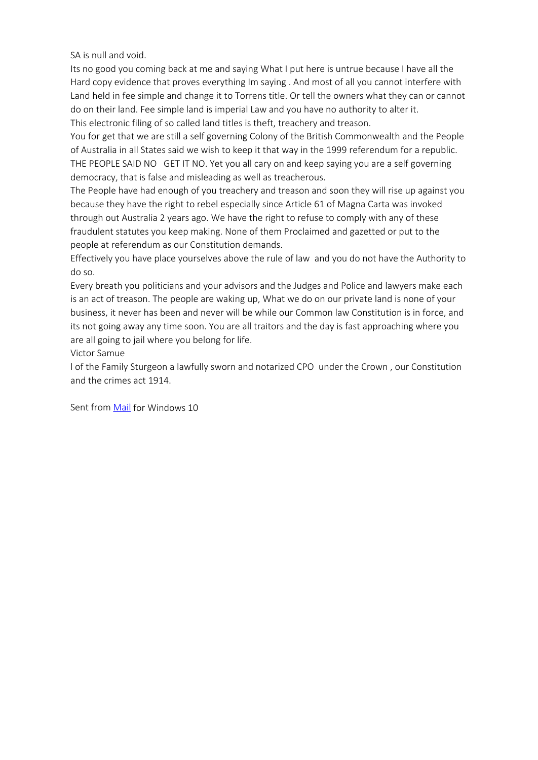SA is null and void.

Its no good you coming back at me and saying What I put here is untrue because I have all the Hard copy evidence that proves everything Im saying . And most of all you cannot interfere with Land held in fee simple and change it to Torrens title. Or tell the owners what they can or cannot do on their land. Fee simple land is imperial Law and you have no authority to alter it.

This electronic filing of so called land titles is theft, treachery and treason.

You for get that we are still a self governing Colony of the British Commonwealth and the People of Australia in all States said we wish to keep it that way in the 1999 referendum for a republic. THE PEOPLE SAID NO GET IT NO. Yet you all cary on and keep saying you are a self governing democracy, that is false and misleading as well as treacherous.

The People have had enough of you treachery and treason and soon they will rise up against you because they have the right to rebel especially since Article 61 of Magna Carta was invoked through out Australia 2 years ago. We have the right to refuse to comply with any of these fraudulent statutes you keep making. None of them Proclaimed and gazetted or put to the people at referendum as our Constitution demands.

Effectively you have place yourselves above the rule of law and you do not have the Authority to do so.

Every breath you politicians and your advisors and the Judges and Police and lawyers make each is an act of treason. The people are waking up, What we do on our private land is none of your business, it never has been and never will be while our Common law Constitution is in force, and its not going away any time soon. You are all traitors and the day is fast approaching where you are all going to jail where you belong for life.

Victor Samue

l of the Family Sturgeon a lawfully sworn and notarized CPO under the Crown , our Constitution and the crimes act 1914.

Sent from Mail for Windows 10